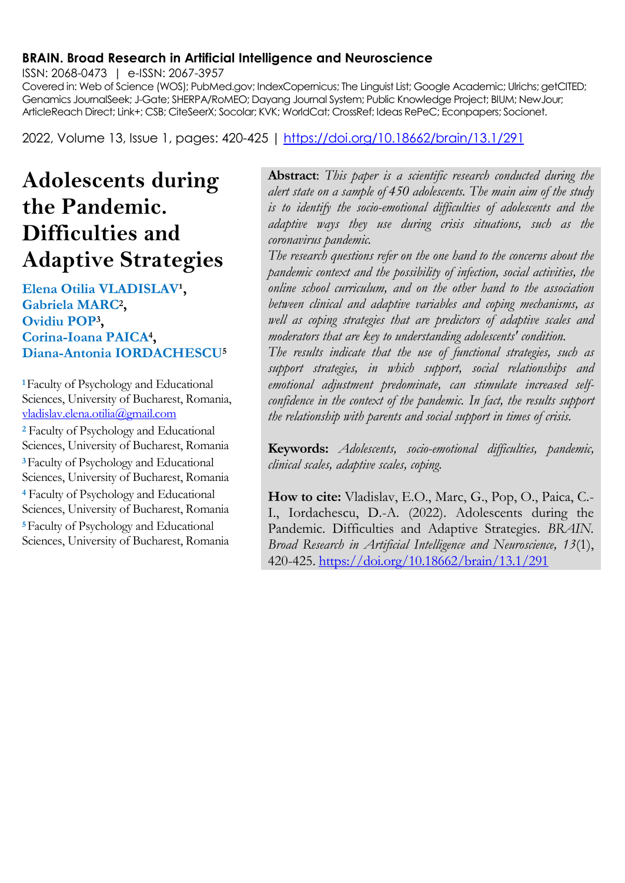**BRAIN. Broad Research in Artificial Intelligence and Neuroscience**

ISSN: 2068-0473 | e-ISSN: 2067-3957

Covered in: Web of Science (WOS); PubMed.gov; IndexCopernicus; The Linguist List; Google Academic; Ulrichs; getCITED; Genamics JournalSeek; J-Gate; SHERPA/RoMEO; Dayang Journal System; Public Knowledge Project; BIUM; NewJour; ArticleReach Direct; Link+; CSB; CiteSeerX; Socolar; KVK; WorldCat; CrossRef; Ideas RePeC; Econpapers; Socionet.

2022, Volume 13, Issue 1, pages: 420-425 | https://doi.org/10.18662/brain/13.1/291

# Adolescents during the Pandemic. Difficulties and Adaptive Strategies

**Elena Otilia VLADISLAV[1], Gabriela MARC[2], Ovidiu POP[3], Corina-Ioana PAICA[4], Diana-Antonia IORDACHESCU[5]**

[1] Faculty of Psychology and Educational Sciences, University of Bucharest, Romania, vladislav.elena.otilia@gmail.com

[2] Faculty of Psychology and Educational Sciences, University of Bucharest, Romania

[3] Faculty of Psychology and Educational Sciences, University of Bucharest, Romania

[4] Faculty of Psychology and Educational Sciences, University of Bucharest, Romania

[5] Faculty of Psychology and Educational Sciences, University of Bucharest, Romania

**Abstract**: *This paper is a scientific research conducted during the alert state on a sample of 450 adolescents. The main aim of the study is to identify the socio-emotional difficulties of adolescents and the adaptive ways they use during crisis situations, such as the coronavirus pandemic.*

*The research questions refer on the one hand to the concerns about the pandemic context and the possibility of infection, social activities, the online school curriculum, and on the other hand to the association between clinical and adaptive variables and coping mechanisms, as well as coping strategies that are predictors of adaptive scales and moderators that are key to understanding adolescents' condition.*

*The results indicate that the use of functional strategies, such as support strategies, in which support, social relationships and emotional adjustment predominate, can stimulate increased self-confidence in the context of the pandemic. In fact, the results support the relationship with parents and social support in times of crisis.*

**Keywords:** *Adolescents, socio-emotional difficulties, pandemic, clinical scales, adaptive scales, coping.*

**How to cite:** Vladislav, E.O., Marc, G., Pop, O., Paica, C.-I., Iordachescu, D.-A. (2022). Adolescents during the Pandemic. Difficulties and Adaptive Strategies. *BRAIN. Broad Research in Artificial Intelligence and Neuroscience, 13*(1), 420-425. https://doi.org/10.18662/brain/13.1/291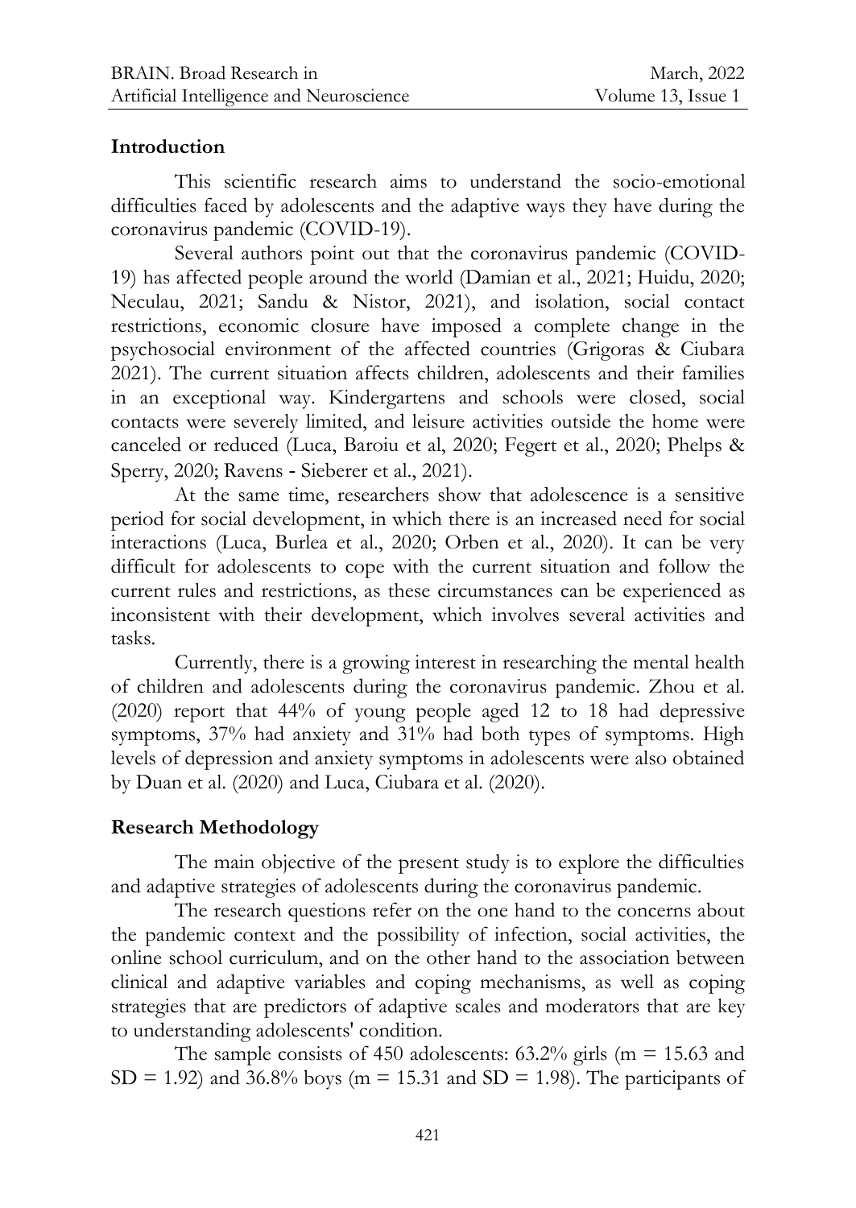## Introduction

This scientific research aims to understand the socio-emotional difficulties faced by adolescents and the adaptive ways they have during the coronavirus pandemic (COVID-19).

Several authors point out that the coronavirus pandemic (COVID-19) has affected people around the world (Damian et al., 2021; Huidu, 2020; Neculau, 2021; Sandu & Nistor, 2021), and isolation, social contact restrictions, economic closure have imposed a complete change in the psychosocial environment of the affected countries (Grigoras & Ciubara 2021). The current situation affects children, adolescents and their families in an exceptional way. Kindergartens and schools were closed, social contacts were severely limited, and leisure activities outside the home were canceled or reduced (Luca, Baroiu et al, 2020; Fegert et al., 2020; Phelps & Sperry, 2020; Ravens - Sieberer et al., 2021).

At the same time, researchers show that adolescence is a sensitive period for social development, in which there is an increased need for social interactions (Luca, Burlea et al., 2020; Orben et al., 2020). It can be very difficult for adolescents to cope with the current situation and follow the current rules and restrictions, as these circumstances can be experienced as inconsistent with their development, which involves several activities and tasks.

Currently, there is a growing interest in researching the mental health of children and adolescents during the coronavirus pandemic. Zhou et al. (2020) report that 44% of young people aged 12 to 18 had depressive symptoms, 37% had anxiety and 31% had both types of symptoms. High levels of depression and anxiety symptoms in adolescents were also obtained by Duan et al. (2020) and Luca, Ciubara et al. (2020).

## Research Methodology

The main objective of the present study is to explore the difficulties and adaptive strategies of adolescents during the coronavirus pandemic.

The research questions refer on the one hand to the concerns about the pandemic context and the possibility of infection, social activities, the online school curriculum, and on the other hand to the association between clinical and adaptive variables and coping mechanisms, as well as coping strategies that are predictors of adaptive scales and moderators that are key to understanding adolescents' condition.

The sample consists of 450 adolescents: 63.2% girls ($m = 15.63$ and $SD = 1.92$) and 36.8% boys ($m = 15.31$ and $SD = 1.98$). The participants of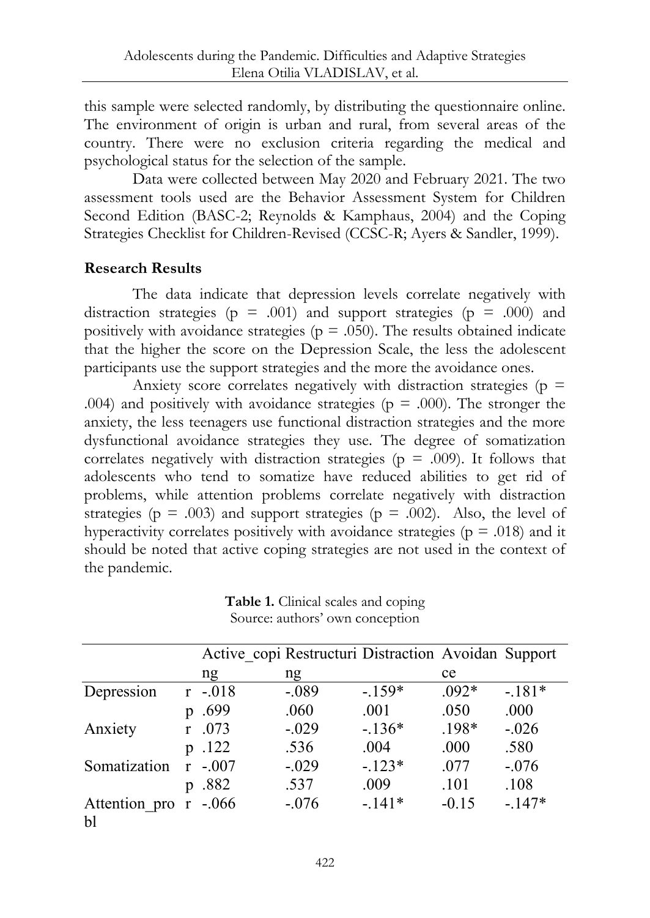this sample were selected randomly, by distributing the questionnaire online. The environment of origin is urban and rural, from several areas of the country. There were no exclusion criteria regarding the medical and psychological status for the selection of the sample.

Data were collected between May 2020 and February 2021. The two assessment tools used are the Behavior Assessment System for Children Second Edition (BASC-2; Reynolds & Kamphaus, 2004) and the Coping Strategies Checklist for Children-Revised (CCSC-R; Ayers & Sandler, 1999).

## Research Results

The data indicate that depression levels correlate negatively with distraction strategies ($p = .001$) and support strategies ($p = .000$) and positively with avoidance strategies ($p = .050$). The results obtained indicate that the higher the score on the Depression Scale, the less the adolescent participants use the support strategies and the more the avoidance ones.

Anxiety score correlates negatively with distraction strategies ($p = .004$) and positively with avoidance strategies ($p = .000$). The stronger the anxiety, the less teenagers use functional distraction strategies and the more dysfunctional avoidance strategies they use. The degree of somatization correlates negatively with distraction strategies ($p = .009$). It follows that adolescents who tend to somatize have reduced abilities to get rid of problems, while attention problems correlate negatively with distraction strategies ($p = .003$) and support strategies ($p = .002$). Also, the level of hyperactivity correlates positively with avoidance strategies ($p = .018$) and it should be noted that active coping strategies are not used in the context of the pandemic.

**Table 1.** Clinical scales and coping
Source: authors' own conception

| | | Active_coping | Restructuring | Distraction | Avoidance | Support |
|---|---|---|---|---|---|---|
| Depression | r | -.018 | -.089 | -.159* | .092* | -.181* |
| | p | .699 | .060 | .001 | .050 | .000 |
| Anxiety | r | .073 | -.029 | -.136* | .198* | -.026 |
| | p | .122 | .536 | .004 | .000 | .580 |
| Somatization | r | -.007 | -.029 | -.123* | .077 | -.076 |
| | p | .882 | .537 | .009 | .101 | .108 |
| Attention_probl | r | -.066 | -.076 | -.141* | -0.15 | -.147* |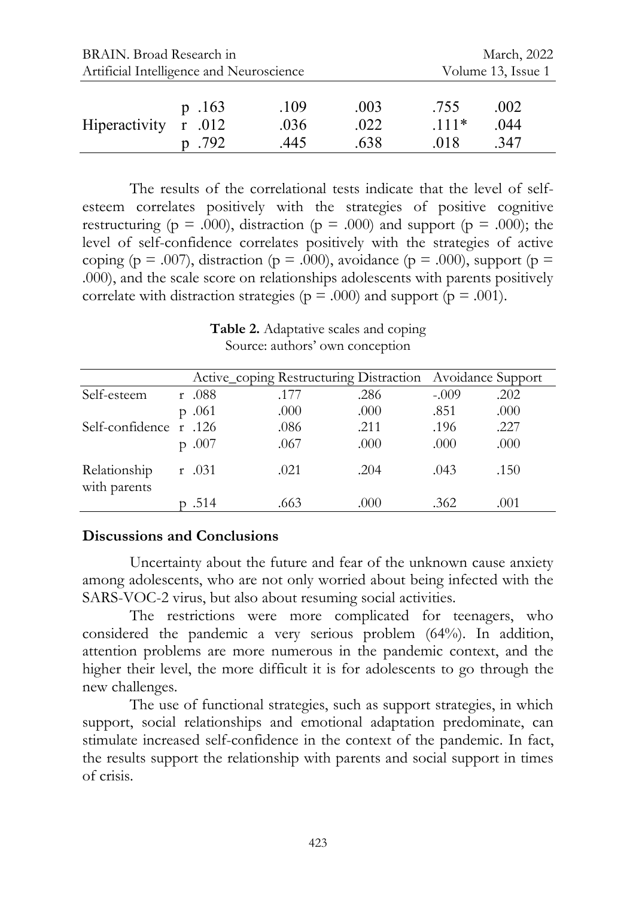| | | | | | |
|---|---|---|---|---|---|
| | p .163 | .109 | .003 | .755 | .002 |
| Hiperactivity | r .012 | .036 | .022 | .111* | .044 |
| | p .792 | .445 | .638 | .018 | .347 |

The results of the correlational tests indicate that the level of self-esteem correlates positively with the strategies of positive cognitive restructuring ($p = .000$), distraction ($p = .000$) and support ($p = .000$); the level of self-confidence correlates positively with the strategies of active coping ($p = .007$), distraction ($p = .000$), avoidance ($p = .000$), support ($p = .000$), and the scale score on relationships adolescents with parents positively correlate with distraction strategies ($p = .000$) and support ($p = .001$).

**Table 2.** Adaptative scales and coping
Source: authors' own conception

| | Active_coping | Restructuring | Distraction | Avoidance | Support |
|---|---|---|---|---|---|
| Self-esteem | r .088 | .177 | .286 | -.009 | .202 |
| | p .061 | .000 | .000 | .851 | .000 |
| Self-confidence | r .126 | .086 | .211 | .196 | .227 |
| | p .007 | .067 | .000 | .000 | .000 |
| Relationship with parents | r .031 | .021 | .204 | .043 | .150 |
| | p .514 | .663 | .000 | .362 | .001 |

## Discussions and Conclusions

Uncertainty about the future and fear of the unknown cause anxiety among adolescents, who are not only worried about being infected with the SARS-VOC-2 virus, but also about resuming social activities.

The restrictions were more complicated for teenagers, who considered the pandemic a very serious problem (64%). In addition, attention problems are more numerous in the pandemic context, and the higher their level, the more difficult it is for adolescents to go through the new challenges.

The use of functional strategies, such as support strategies, in which support, social relationships and emotional adaptation predominate, can stimulate increased self-confidence in the context of the pandemic. In fact, the results support the relationship with parents and social support in times of crisis.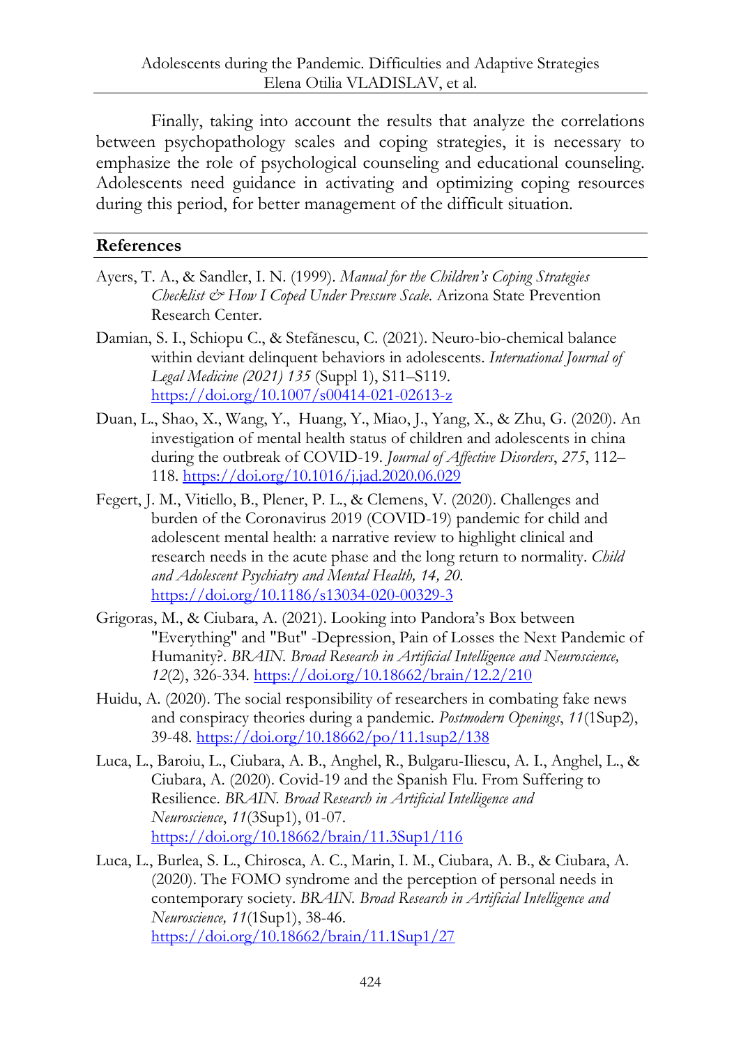Finally, taking into account the results that analyze the correlations between psychopathology scales and coping strategies, it is necessary to emphasize the role of psychological counseling and educational counseling. Adolescents need guidance in activating and optimizing coping resources during this period, for better management of the difficult situation.

## References

Ayers, T. A., & Sandler, I. N. (1999). *Manual for the Children's Coping Strategies Checklist & How I Coped Under Pressure Scale*. Arizona State Prevention Research Center.

Damian, S. I., Schiopu C., & Stefănescu, C. (2021). Neuro-bio-chemical balance within deviant delinquent behaviors in adolescents. *International Journal of Legal Medicine (2021) 135* (Suppl 1), S11–S119. https://doi.org/10.1007/s00414-021-02613-z

Duan, L., Shao, X., Wang, Y., Huang, Y., Miao, J., Yang, X., & Zhu, G. (2020). An investigation of mental health status of children and adolescents in china during the outbreak of COVID-19. *Journal of Affective Disorders*, *275*, 112–118. https://doi.org/10.1016/j.jad.2020.06.029

Fegert, J. M., Vitiello, B., Plener, P. L., & Clemens, V. (2020). Challenges and burden of the Coronavirus 2019 (COVID-19) pandemic for child and adolescent mental health: a narrative review to highlight clinical and research needs in the acute phase and the long return to normality. *Child and Adolescent Psychiatry and Mental Health, 14, 20.* https://doi.org/10.1186/s13034-020-00329-3

Grigoras, M., & Ciubara, A. (2021). Looking into Pandora's Box between "Everything" and "But" -Depression, Pain of Losses the Next Pandemic of Humanity?. *BRAIN. Broad Research in Artificial Intelligence and Neuroscience, 12*(2), 326-334. https://doi.org/10.18662/brain/12.2/210

Huidu, A. (2020). The social responsibility of researchers in combating fake news and conspiracy theories during a pandemic. *Postmodern Openings*, *11*(1Sup2), 39-48. https://doi.org/10.18662/po/11.1sup2/138

Luca, L., Baroiu, L., Ciubara, A. B., Anghel, R., Bulgaru-Iliescu, A. I., Anghel, L., & Ciubara, A. (2020). Covid-19 and the Spanish Flu. From Suffering to Resilience. *BRAIN. Broad Research in Artificial Intelligence and Neuroscience*, *11*(3Sup1), 01-07. https://doi.org/10.18662/brain/11.3Sup1/116

Luca, L., Burlea, S. L., Chirosca, A. C., Marin, I. M., Ciubara, A. B., & Ciubara, A. (2020). The FOMO syndrome and the perception of personal needs in contemporary society. *BRAIN. Broad Research in Artificial Intelligence and Neuroscience, 11*(1Sup1), 38-46. https://doi.org/10.18662/brain/11.1Sup1/27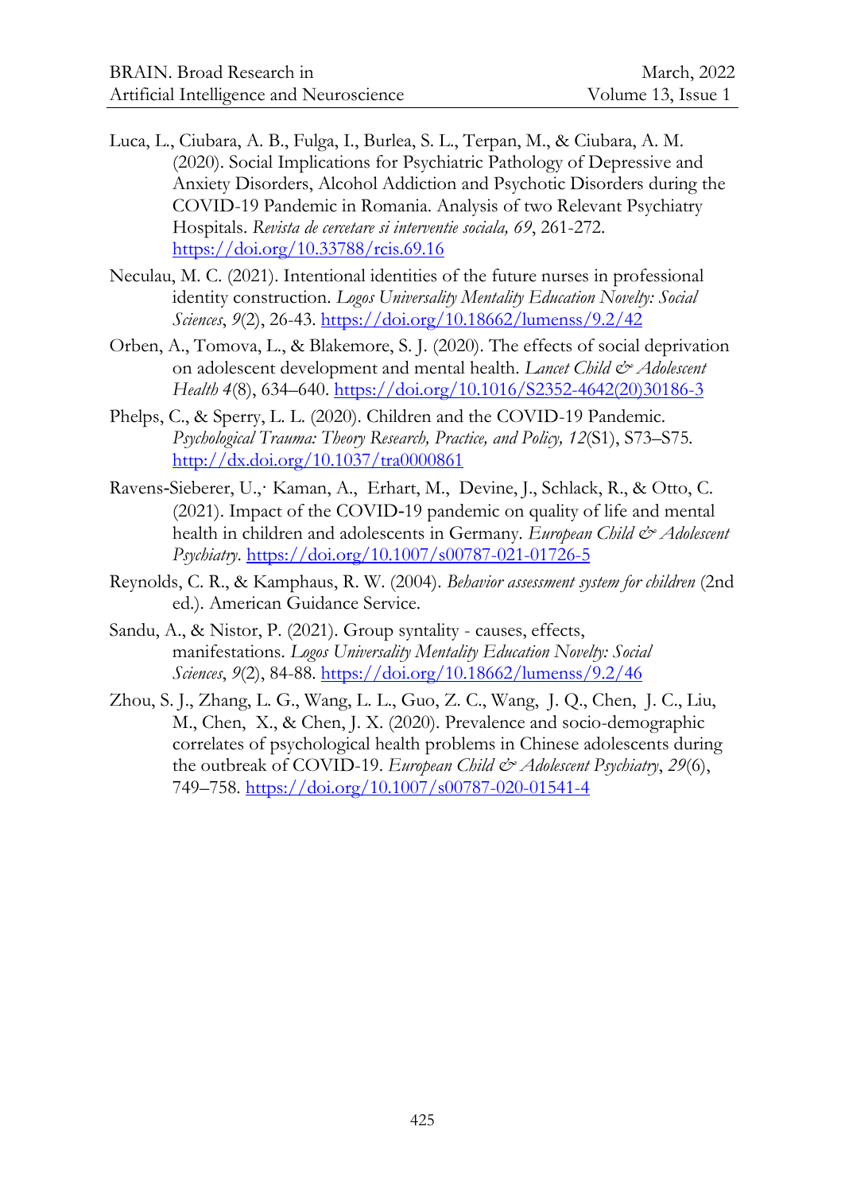Luca, L., Ciubara, A. B., Fulga, I., Burlea, S. L., Terpan, M., & Ciubara, A. M. (2020). Social Implications for Psychiatric Pathology of Depressive and Anxiety Disorders, Alcohol Addiction and Psychotic Disorders during the COVID-19 Pandemic in Romania. Analysis of two Relevant Psychiatry Hospitals. *Revista de cercetare si interventie sociala, 69*, 261-272. https://doi.org/10.33788/rcis.69.16

Neculau, M. C. (2021). Intentional identities of the future nurses in professional identity construction. *Logos Universality Mentality Education Novelty: Social Sciences*, *9*(2), 26-43. https://doi.org/10.18662/lumenss/9.2/42

Orben, A., Tomova, L., & Blakemore, S. J. (2020). The effects of social deprivation on adolescent development and mental health. *Lancet Child & Adolescent Health 4*(8), 634–640. https://doi.org/10.1016/S2352-4642(20)30186-3

Phelps, C., & Sperry, L. L. (2020). Children and the COVID-19 Pandemic. *Psychological Trauma: Theory Research, Practice, and Policy, 12*(S1), S73–S75. http://dx.doi.org/10.1037/tra0000861

Ravens-Sieberer, U.,· Kaman, A., Erhart, M., Devine, J., Schlack, R., & Otto, C. (2021). Impact of the COVID-19 pandemic on quality of life and mental health in children and adolescents in Germany. *European Child & Adolescent Psychiatry*. https://doi.org/10.1007/s00787-021-01726-5

Reynolds, C. R., & Kamphaus, R. W. (2004). *Behavior assessment system for children* (2nd ed.). American Guidance Service.

Sandu, A., & Nistor, P. (2021). Group syntality - causes, effects, manifestations. *Logos Universality Mentality Education Novelty: Social Sciences*, *9*(2), 84-88. https://doi.org/10.18662/lumenss/9.2/46

Zhou, S. J., Zhang, L. G., Wang, L. L., Guo, Z. C., Wang, J. Q., Chen, J. C., Liu, M., Chen, X., & Chen, J. X. (2020). Prevalence and socio-demographic correlates of psychological health problems in Chinese adolescents during the outbreak of COVID-19. *European Child & Adolescent Psychiatry*, *29*(6), 749–758. https://doi.org/10.1007/s00787-020-01541-4